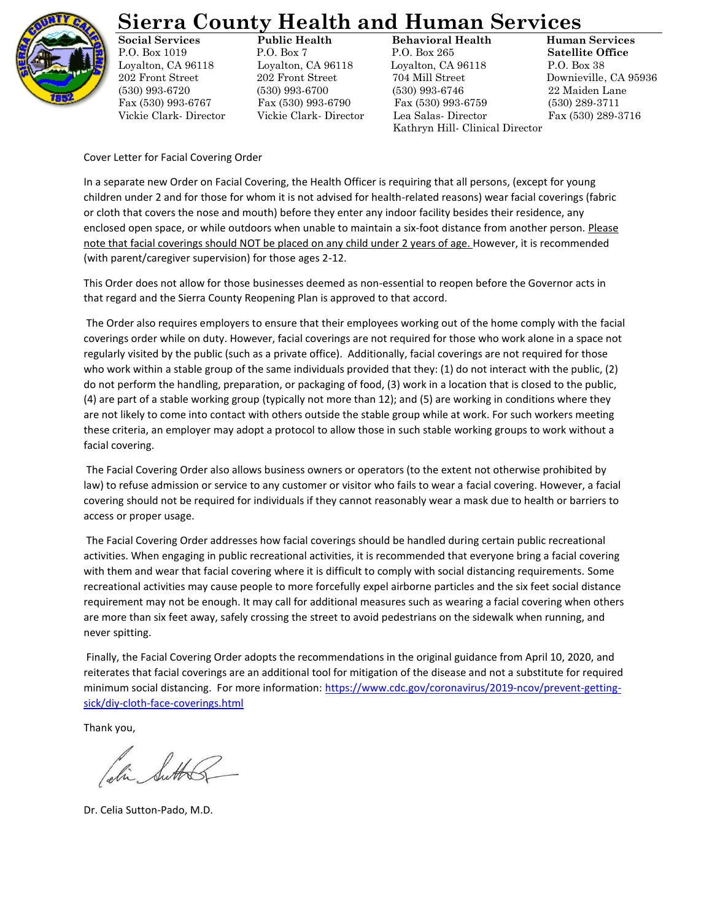# Sierra County Health and Human Services

| Social Services | Public Health | Behavioral Health | Human Services Satellite Office |
|---|---|---|---|
| P.O. Box 1019 | P.O. Box 7 | P.O. Box 265 | P.O. Box 38 |
| Loyalton, CA 96118 | Loyalton, CA 96118 | Loyalton, CA 96118 | Downieville, CA 95936 |
| 202 Front Street | 202 Front Street | 704 Mill Street | 22 Maiden Lane |
| (530) 993-6720 | (530) 993-6700 | (530) 993-6746 | (530) 289-3711 |
| Fax (530) 993-6767 | Fax (530) 993-6790 | Fax (530) 993-6759 | Fax (530) 289-3716 |
| Vickie Clark- Director | Vickie Clark- Director | Lea Salas- Director | |
| | | Kathryn Hill- Clinical Director | |

Cover Letter for Facial Covering Order

In a separate new Order on Facial Covering, the Health Officer is requiring that all persons, (except for young children under 2 and for those for whom it is not advised for health-related reasons) wear facial coverings (fabric or cloth that covers the nose and mouth) before they enter any indoor facility besides their residence, any enclosed open space, or while outdoors when unable to maintain a six-foot distance from another person. Please note that facial coverings should NOT be placed on any child under 2 years of age. However, it is recommended (with parent/caregiver supervision) for those ages 2-12.

This Order does not allow for those businesses deemed as non-essential to reopen before the Governor acts in that regard and the Sierra County Reopening Plan is approved to that accord.

The Order also requires employers to ensure that their employees working out of the home comply with the facial coverings order while on duty. However, facial coverings are not required for those who work alone in a space not regularly visited by the public (such as a private office). Additionally, facial coverings are not required for those who work within a stable group of the same individuals provided that they: (1) do not interact with the public, (2) do not perform the handling, preparation, or packaging of food, (3) work in a location that is closed to the public, (4) are part of a stable working group (typically not more than 12); and (5) are working in conditions where they are not likely to come into contact with others outside the stable group while at work. For such workers meeting these criteria, an employer may adopt a protocol to allow those in such stable working groups to work without a facial covering.

The Facial Covering Order also allows business owners or operators (to the extent not otherwise prohibited by law) to refuse admission or service to any customer or visitor who fails to wear a facial covering. However, a facial covering should not be required for individuals if they cannot reasonably wear a mask due to health or barriers to access or proper usage.

The Facial Covering Order addresses how facial coverings should be handled during certain public recreational activities. When engaging in public recreational activities, it is recommended that everyone bring a facial covering with them and wear that facial covering where it is difficult to comply with social distancing requirements. Some recreational activities may cause people to more forcefully expel airborne particles and the six feet social distance requirement may not be enough. It may call for additional measures such as wearing a facial covering when others are more than six feet away, safely crossing the street to avoid pedestrians on the sidewalk when running, and never spitting.

Finally, the Facial Covering Order adopts the recommendations in the original guidance from April 10, 2020, and reiterates that facial coverings are an additional tool for mitigation of the disease and not a substitute for required minimum social distancing. For more information: https://www.cdc.gov/coronavirus/2019-ncov/prevent-getting-sick/diy-cloth-face-coverings.html

Thank you,

Dr. Celia Sutton-Pado, M.D.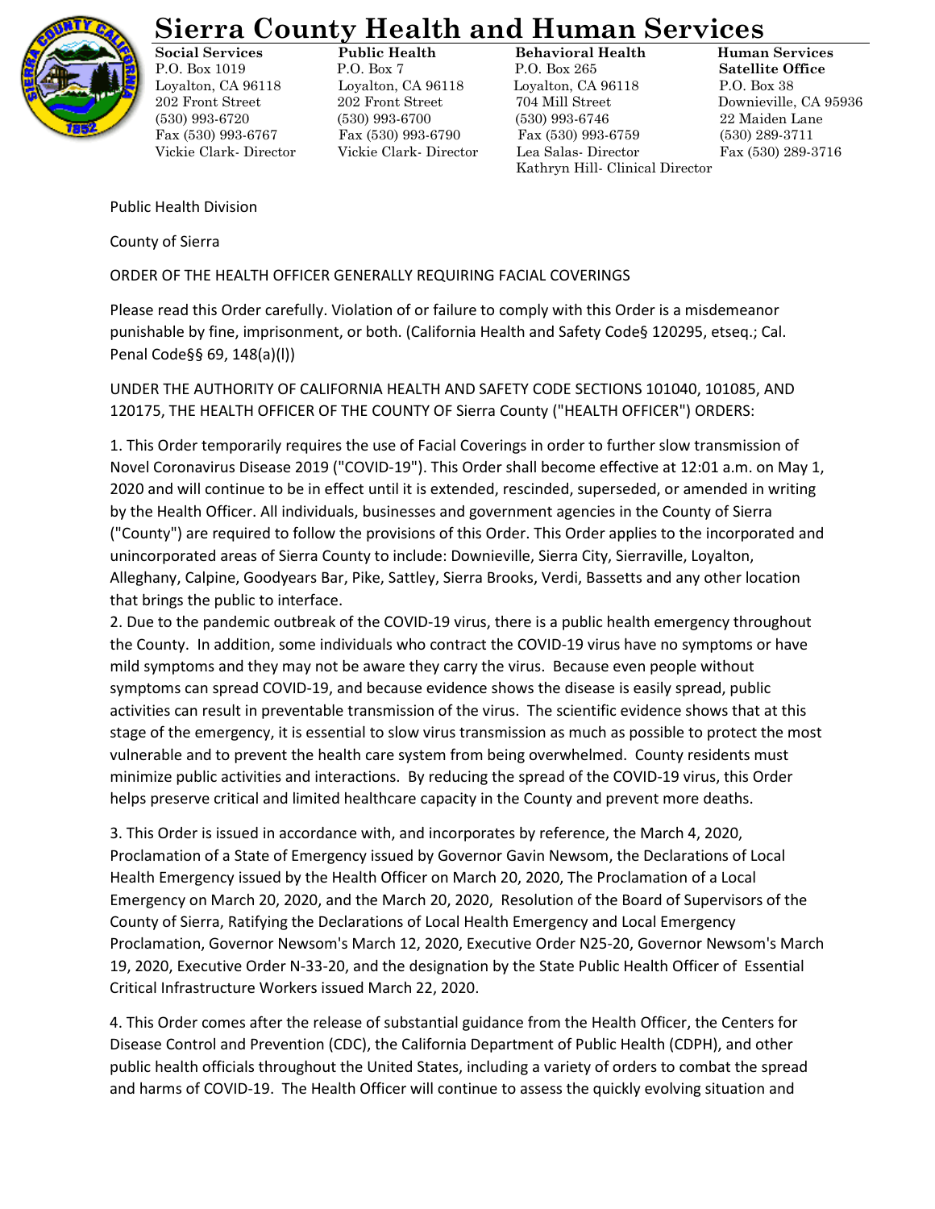# Sierra County Health and Human Services

**Social Services**
P.O. Box 1019
Loyalton, CA 96118
202 Front Street
(530) 993-6720
Fax (530) 993-6767
Vickie Clark- Director

**Public Health**
P.O. Box 7
Loyalton, CA 96118
202 Front Street
(530) 993-6700
Fax (530) 993-6790
Vickie Clark- Director

**Behavioral Health**
P.O. Box 265
Loyalton, CA 96118
704 Mill Street
(530) 993-6746
Fax (530) 993-6759
Lea Salas- Director
Kathryn Hill- Clinical Director

**Human Services Satellite Office**
P.O. Box 38
Downieville, CA 95936
22 Maiden Lane
(530) 289-3711
Fax (530) 289-3716

Public Health Division

County of Sierra

ORDER OF THE HEALTH OFFICER GENERALLY REQUIRING FACIAL COVERINGS

Please read this Order carefully. Violation of or failure to comply with this Order is a misdemeanor punishable by fine, imprisonment, or both. (California Health and Safety Code§ 120295, etseq.; Cal. Penal Code§§ 69, 148(a)(l))

UNDER THE AUTHORITY OF CALIFORNIA HEALTH AND SAFETY CODE SECTIONS 101040, 101085, AND 120175, THE HEALTH OFFICER OF THE COUNTY OF Sierra County ("HEALTH OFFICER") ORDERS:

1. This Order temporarily requires the use of Facial Coverings in order to further slow transmission of Novel Coronavirus Disease 2019 ("COVID-19"). This Order shall become effective at 12:01 a.m. on May 1, 2020 and will continue to be in effect until it is extended, rescinded, superseded, or amended in writing by the Health Officer. All individuals, businesses and government agencies in the County of Sierra ("County") are required to follow the provisions of this Order. This Order applies to the incorporated and unincorporated areas of Sierra County to include: Downieville, Sierra City, Sierraville, Loyalton, Alleghany, Calpine, Goodyears Bar, Pike, Sattley, Sierra Brooks, Verdi, Bassetts and any other location that brings the public to interface.
2. Due to the pandemic outbreak of the COVID-19 virus, there is a public health emergency throughout the County. In addition, some individuals who contract the COVID-19 virus have no symptoms or have mild symptoms and they may not be aware they carry the virus. Because even people without symptoms can spread COVID-19, and because evidence shows the disease is easily spread, public activities can result in preventable transmission of the virus. The scientific evidence shows that at this stage of the emergency, it is essential to slow virus transmission as much as possible to protect the most vulnerable and to prevent the health care system from being overwhelmed. County residents must minimize public activities and interactions. By reducing the spread of the COVID-19 virus, this Order helps preserve critical and limited healthcare capacity in the County and prevent more deaths.

3. This Order is issued in accordance with, and incorporates by reference, the March 4, 2020, Proclamation of a State of Emergency issued by Governor Gavin Newsom, the Declarations of Local Health Emergency issued by the Health Officer on March 20, 2020, The Proclamation of a Local Emergency on March 20, 2020, and the March 20, 2020, Resolution of the Board of Supervisors of the County of Sierra, Ratifying the Declarations of Local Health Emergency and Local Emergency Proclamation, Governor Newsom's March 12, 2020, Executive Order N25-20, Governor Newsom's March 19, 2020, Executive Order N-33-20, and the designation by the State Public Health Officer of Essential Critical Infrastructure Workers issued March 22, 2020.

4. This Order comes after the release of substantial guidance from the Health Officer, the Centers for Disease Control and Prevention (CDC), the California Department of Public Health (CDPH), and other public health officials throughout the United States, including a variety of orders to combat the spread and harms of COVID-19. The Health Officer will continue to assess the quickly evolving situation and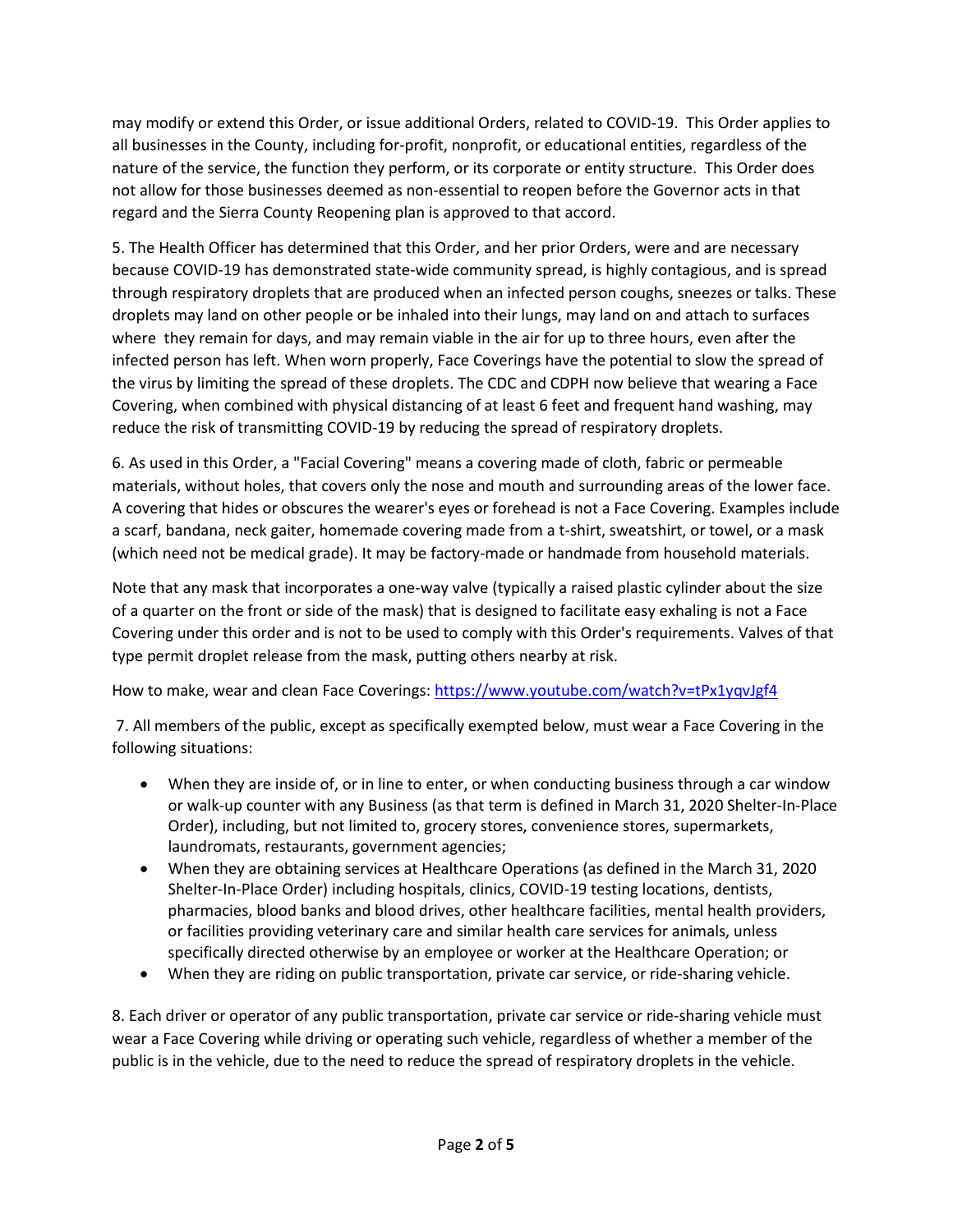may modify or extend this Order, or issue additional Orders, related to COVID-19. This Order applies to all businesses in the County, including for-profit, nonprofit, or educational entities, regardless of the nature of the service, the function they perform, or its corporate or entity structure. This Order does not allow for those businesses deemed as non-essential to reopen before the Governor acts in that regard and the Sierra County Reopening plan is approved to that accord.

5. The Health Officer has determined that this Order, and her prior Orders, were and are necessary because COVID-19 has demonstrated state-wide community spread, is highly contagious, and is spread through respiratory droplets that are produced when an infected person coughs, sneezes or talks. These droplets may land on other people or be inhaled into their lungs, may land on and attach to surfaces where they remain for days, and may remain viable in the air for up to three hours, even after the infected person has left. When worn properly, Face Coverings have the potential to slow the spread of the virus by limiting the spread of these droplets. The CDC and CDPH now believe that wearing a Face Covering, when combined with physical distancing of at least 6 feet and frequent hand washing, may reduce the risk of transmitting COVID-19 by reducing the spread of respiratory droplets.

6. As used in this Order, a "Facial Covering" means a covering made of cloth, fabric or permeable materials, without holes, that covers only the nose and mouth and surrounding areas of the lower face. A covering that hides or obscures the wearer's eyes or forehead is not a Face Covering. Examples include a scarf, bandana, neck gaiter, homemade covering made from a t-shirt, sweatshirt, or towel, or a mask (which need not be medical grade). It may be factory-made or handmade from household materials.

Note that any mask that incorporates a one-way valve (typically a raised plastic cylinder about the size of a quarter on the front or side of the mask) that is designed to facilitate easy exhaling is not a Face Covering under this order and is not to be used to comply with this Order's requirements. Valves of that type permit droplet release from the mask, putting others nearby at risk.

How to make, wear and clean Face Coverings: [https://www.youtube.com/watch?v=tPx1yqvJgf4](https://www.youtube.com/watch?v=tPx1yqvJgf4)

7. All members of the public, except as specifically exempted below, must wear a Face Covering in the following situations:

- When they are inside of, or in line to enter, or when conducting business through a car window or walk-up counter with any Business (as that term is defined in March 31, 2020 Shelter-In-Place Order), including, but not limited to, grocery stores, convenience stores, supermarkets, laundromats, restaurants, government agencies;
- When they are obtaining services at Healthcare Operations (as defined in the March 31, 2020 Shelter-In-Place Order) including hospitals, clinics, COVID-19 testing locations, dentists, pharmacies, blood banks and blood drives, other healthcare facilities, mental health providers, or facilities providing veterinary care and similar health care services for animals, unless specifically directed otherwise by an employee or worker at the Healthcare Operation; or
- When they are riding on public transportation, private car service, or ride-sharing vehicle.

8. Each driver or operator of any public transportation, private car service or ride-sharing vehicle must wear a Face Covering while driving or operating such vehicle, regardless of whether a member of the public is in the vehicle, due to the need to reduce the spread of respiratory droplets in the vehicle.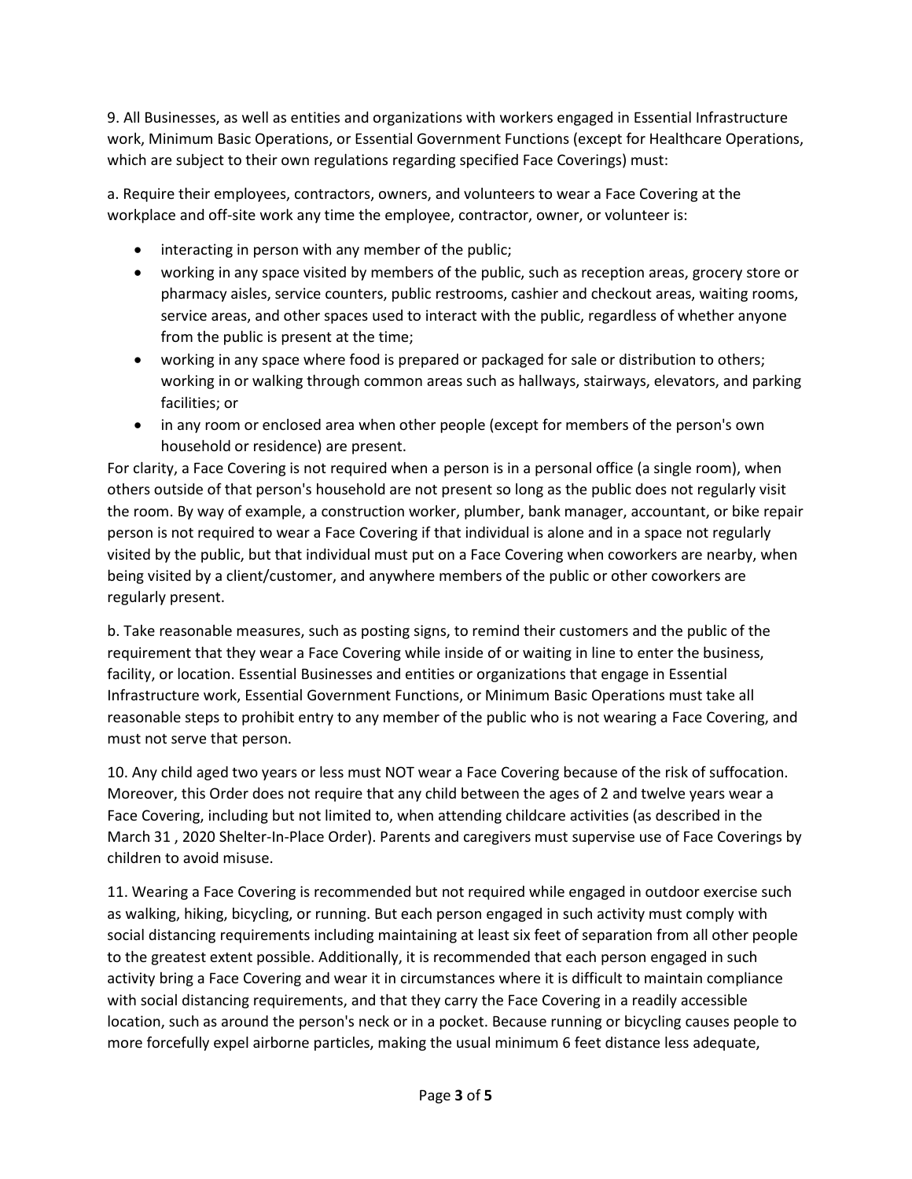9. All Businesses, as well as entities and organizations with workers engaged in Essential Infrastructure work, Minimum Basic Operations, or Essential Government Functions (except for Healthcare Operations, which are subject to their own regulations regarding specified Face Coverings) must:

a. Require their employees, contractors, owners, and volunteers to wear a Face Covering at the workplace and off-site work any time the employee, contractor, owner, or volunteer is:

- interacting in person with any member of the public;
- working in any space visited by members of the public, such as reception areas, grocery store or pharmacy aisles, service counters, public restrooms, cashier and checkout areas, waiting rooms, service areas, and other spaces used to interact with the public, regardless of whether anyone from the public is present at the time;
- working in any space where food is prepared or packaged for sale or distribution to others; working in or walking through common areas such as hallways, stairways, elevators, and parking facilities; or
- in any room or enclosed area when other people (except for members of the person's own household or residence) are present.

For clarity, a Face Covering is not required when a person is in a personal office (a single room), when others outside of that person's household are not present so long as the public does not regularly visit the room. By way of example, a construction worker, plumber, bank manager, accountant, or bike repair person is not required to wear a Face Covering if that individual is alone and in a space not regularly visited by the public, but that individual must put on a Face Covering when coworkers are nearby, when being visited by a client/customer, and anywhere members of the public or other coworkers are regularly present.

b. Take reasonable measures, such as posting signs, to remind their customers and the public of the requirement that they wear a Face Covering while inside of or waiting in line to enter the business, facility, or location. Essential Businesses and entities or organizations that engage in Essential Infrastructure work, Essential Government Functions, or Minimum Basic Operations must take all reasonable steps to prohibit entry to any member of the public who is not wearing a Face Covering, and must not serve that person.

10. Any child aged two years or less must NOT wear a Face Covering because of the risk of suffocation. Moreover, this Order does not require that any child between the ages of 2 and twelve years wear a Face Covering, including but not limited to, when attending childcare activities (as described in the March 31 , 2020 Shelter-In-Place Order). Parents and caregivers must supervise use of Face Coverings by children to avoid misuse.

11. Wearing a Face Covering is recommended but not required while engaged in outdoor exercise such as walking, hiking, bicycling, or running. But each person engaged in such activity must comply with social distancing requirements including maintaining at least six feet of separation from all other people to the greatest extent possible. Additionally, it is recommended that each person engaged in such activity bring a Face Covering and wear it in circumstances where it is difficult to maintain compliance with social distancing requirements, and that they carry the Face Covering in a readily accessible location, such as around the person's neck or in a pocket. Because running or bicycling causes people to more forcefully expel airborne particles, making the usual minimum 6 feet distance less adequate,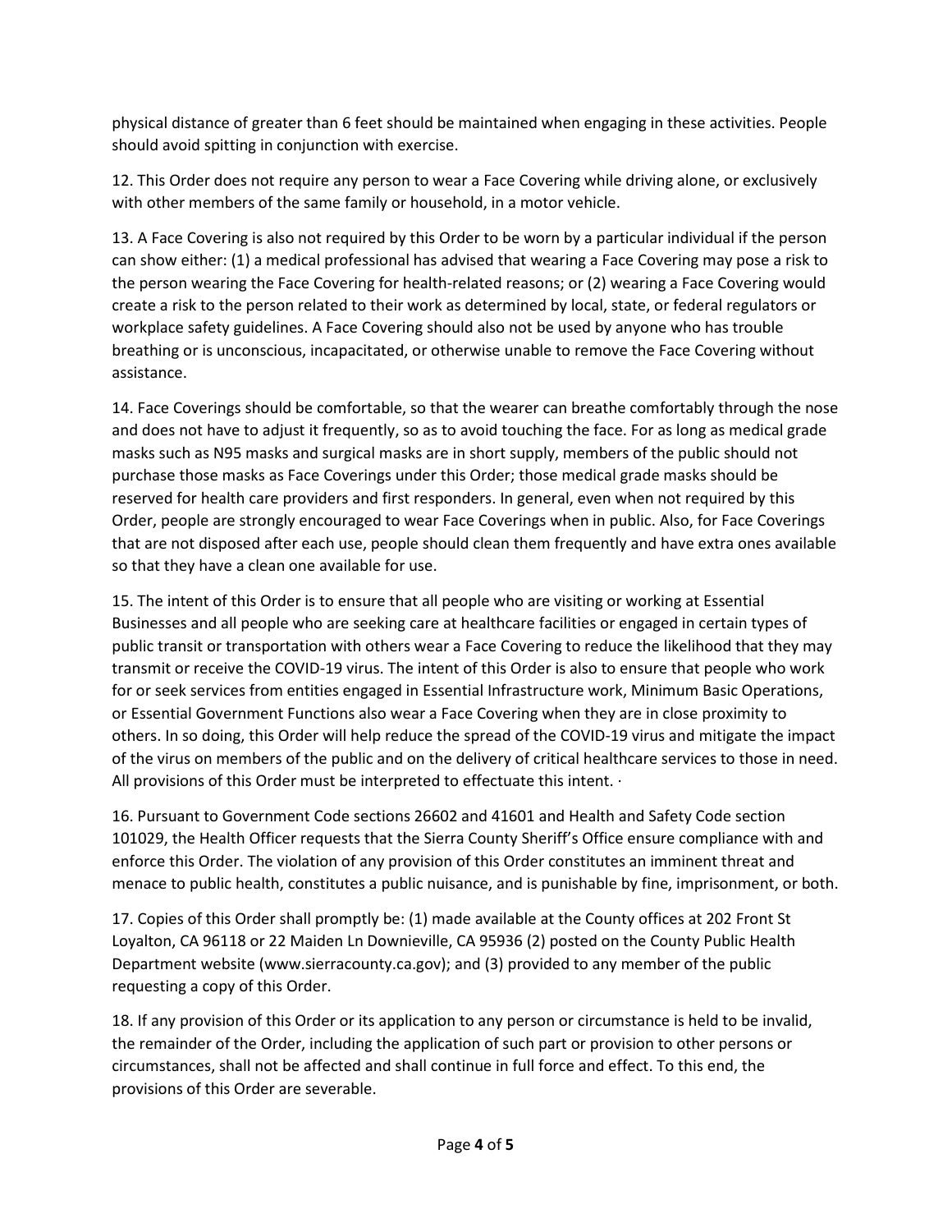physical distance of greater than 6 feet should be maintained when engaging in these activities. People should avoid spitting in conjunction with exercise.

12. This Order does not require any person to wear a Face Covering while driving alone, or exclusively with other members of the same family or household, in a motor vehicle.

13. A Face Covering is also not required by this Order to be worn by a particular individual if the person can show either: (1) a medical professional has advised that wearing a Face Covering may pose a risk to the person wearing the Face Covering for health-related reasons; or (2) wearing a Face Covering would create a risk to the person related to their work as determined by local, state, or federal regulators or workplace safety guidelines. A Face Covering should also not be used by anyone who has trouble breathing or is unconscious, incapacitated, or otherwise unable to remove the Face Covering without assistance.

14. Face Coverings should be comfortable, so that the wearer can breathe comfortably through the nose and does not have to adjust it frequently, so as to avoid touching the face. For as long as medical grade masks such as N95 masks and surgical masks are in short supply, members of the public should not purchase those masks as Face Coverings under this Order; those medical grade masks should be reserved for health care providers and first responders. In general, even when not required by this Order, people are strongly encouraged to wear Face Coverings when in public. Also, for Face Coverings that are not disposed after each use, people should clean them frequently and have extra ones available so that they have a clean one available for use.

15. The intent of this Order is to ensure that all people who are visiting or working at Essential Businesses and all people who are seeking care at healthcare facilities or engaged in certain types of public transit or transportation with others wear a Face Covering to reduce the likelihood that they may transmit or receive the COVID-19 virus. The intent of this Order is also to ensure that people who work for or seek services from entities engaged in Essential Infrastructure work, Minimum Basic Operations, or Essential Government Functions also wear a Face Covering when they are in close proximity to others. In so doing, this Order will help reduce the spread of the COVID-19 virus and mitigate the impact of the virus on members of the public and on the delivery of critical healthcare services to those in need. All provisions of this Order must be interpreted to effectuate this intent. ·

16. Pursuant to Government Code sections 26602 and 41601 and Health and Safety Code section 101029, the Health Officer requests that the Sierra County Sheriff's Office ensure compliance with and enforce this Order. The violation of any provision of this Order constitutes an imminent threat and menace to public health, constitutes a public nuisance, and is punishable by fine, imprisonment, or both.

17. Copies of this Order shall promptly be: (1) made available at the County offices at 202 Front St Loyalton, CA 96118 or 22 Maiden Ln Downieville, CA 95936 (2) posted on the County Public Health Department website (www.sierracounty.ca.gov); and (3) provided to any member of the public requesting a copy of this Order.

18. If any provision of this Order or its application to any person or circumstance is held to be invalid, the remainder of the Order, including the application of such part or provision to other persons or circumstances, shall not be affected and shall continue in full force and effect. To this end, the provisions of this Order are severable.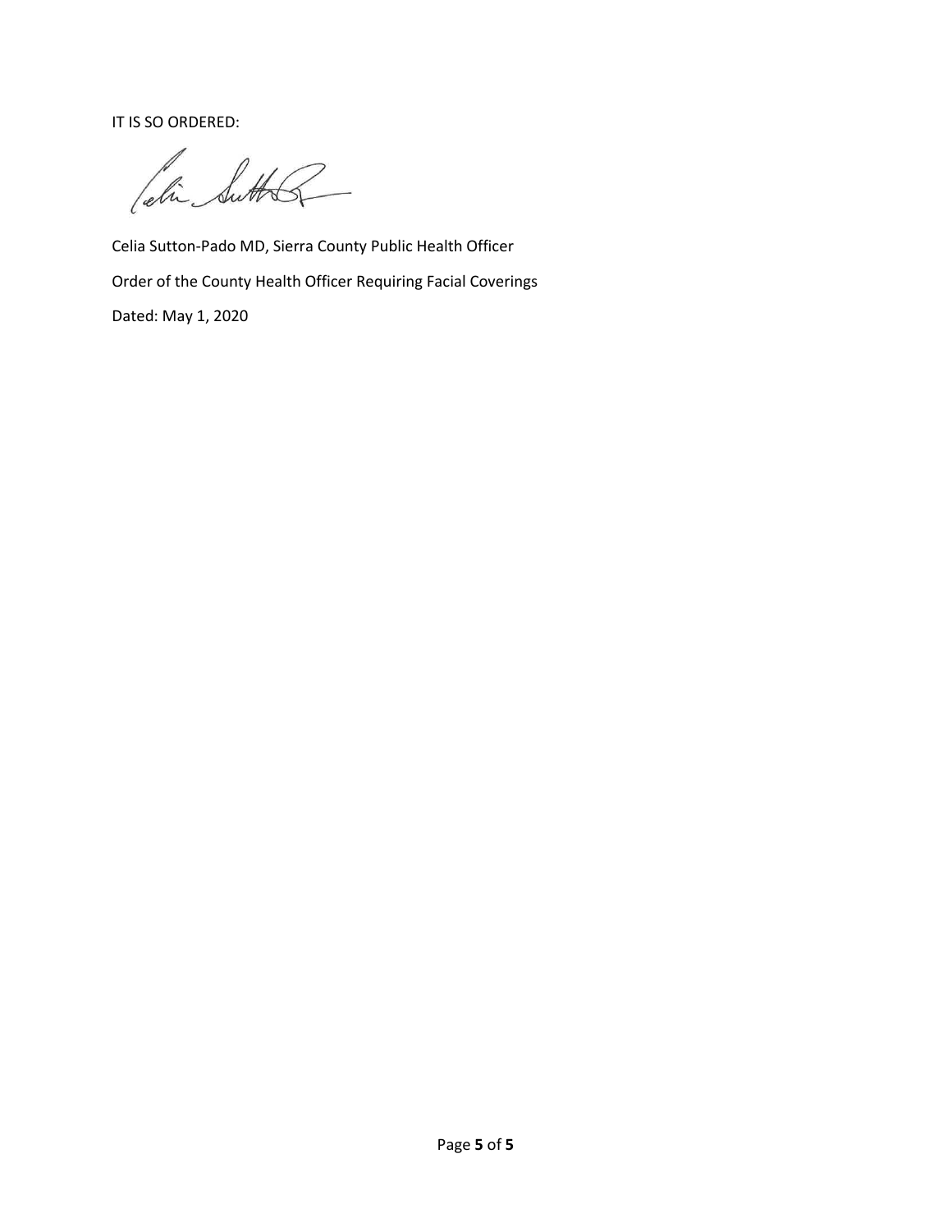IT IS SO ORDERED:

Celia Sutton-Pado MD, Sierra County Public Health Officer

Order of the County Health Officer Requiring Facial Coverings

Dated: May 1, 2020